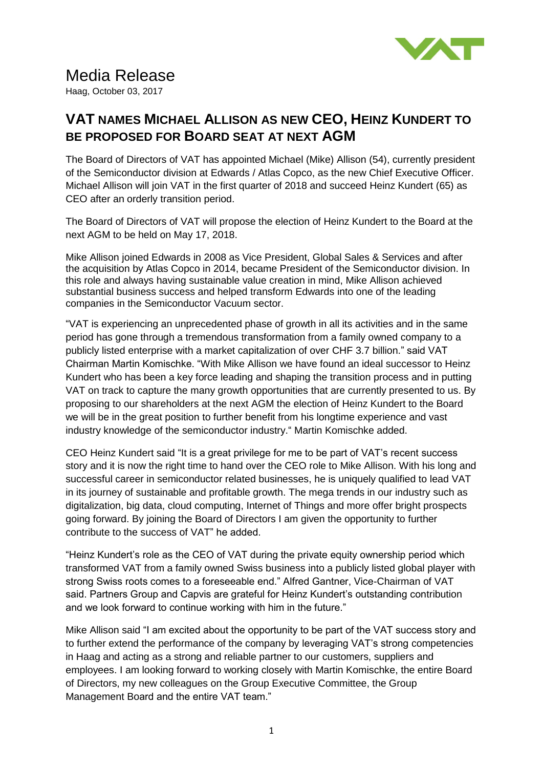# Media Release

Haag, October 03, 2017

## VAT NAMES MICHAEL ALLISON AS NEW CEO, HEINZ KUNDERT TO BE PROPOSED FOR BOARD SEAT AT NEXT AGM

The Board of Directors of VAT has appointed Michael (Mike) Allison (54), currently president of the Semiconductor division at Edwards / Atlas Copco, as the new Chief Executive Officer. Michael Allison will join VAT in the first quarter of 2018 and succeed Heinz Kundert (65) as CEO after an orderly transition period.

The Board of Directors of VAT will propose the election of Heinz Kundert to the Board at the next AGM to be held on May 17, 2018.

Mike Allison joined Edwards in 2008 as Vice President, Global Sales & Services and after the acquisition by Atlas Copco in 2014, became President of the Semiconductor division. In this role and always having sustainable value creation in mind, Mike Allison achieved substantial business success and helped transform Edwards into one of the leading companies in the Semiconductor Vacuum sector.

"VAT is experiencing an unprecedented phase of growth in all its activities and in the same period has gone through a tremendous transformation from a family owned company to a publicly listed enterprise with a market capitalization of over CHF 3.7 billion." said VAT Chairman Martin Komischke. "With Mike Allison we have found an ideal successor to Heinz Kundert who has been a key force leading and shaping the transition process and in putting VAT on track to capture the many growth opportunities that are currently presented to us. By proposing to our shareholders at the next AGM the election of Heinz Kundert to the Board we will be in the great position to further benefit from his longtime experience and vast industry knowledge of the semiconductor industry." Martin Komischke added.

CEO Heinz Kundert said "It is a great privilege for me to be part of VAT's recent success story and it is now the right time to hand over the CEO role to Mike Allison. With his long and successful career in semiconductor related businesses, he is uniquely qualified to lead VAT in its journey of sustainable and profitable growth. The mega trends in our industry such as digitalization, big data, cloud computing, Internet of Things and more offer bright prospects going forward. By joining the Board of Directors I am given the opportunity to further contribute to the success of VAT" he added.

"Heinz Kundert's role as the CEO of VAT during the private equity ownership period which transformed VAT from a family owned Swiss business into a publicly listed global player with strong Swiss roots comes to a foreseeable end." Alfred Gantner, Vice-Chairman of VAT said. Partners Group and Capvis are grateful for Heinz Kundert's outstanding contribution and we look forward to continue working with him in the future."

Mike Allison said "I am excited about the opportunity to be part of the VAT success story and to further extend the performance of the company by leveraging VAT's strong competencies in Haag and acting as a strong and reliable partner to our customers, suppliers and employees. I am looking forward to working closely with Martin Komischke, the entire Board of Directors, my new colleagues on the Group Executive Committee, the Group Management Board and the entire VAT team."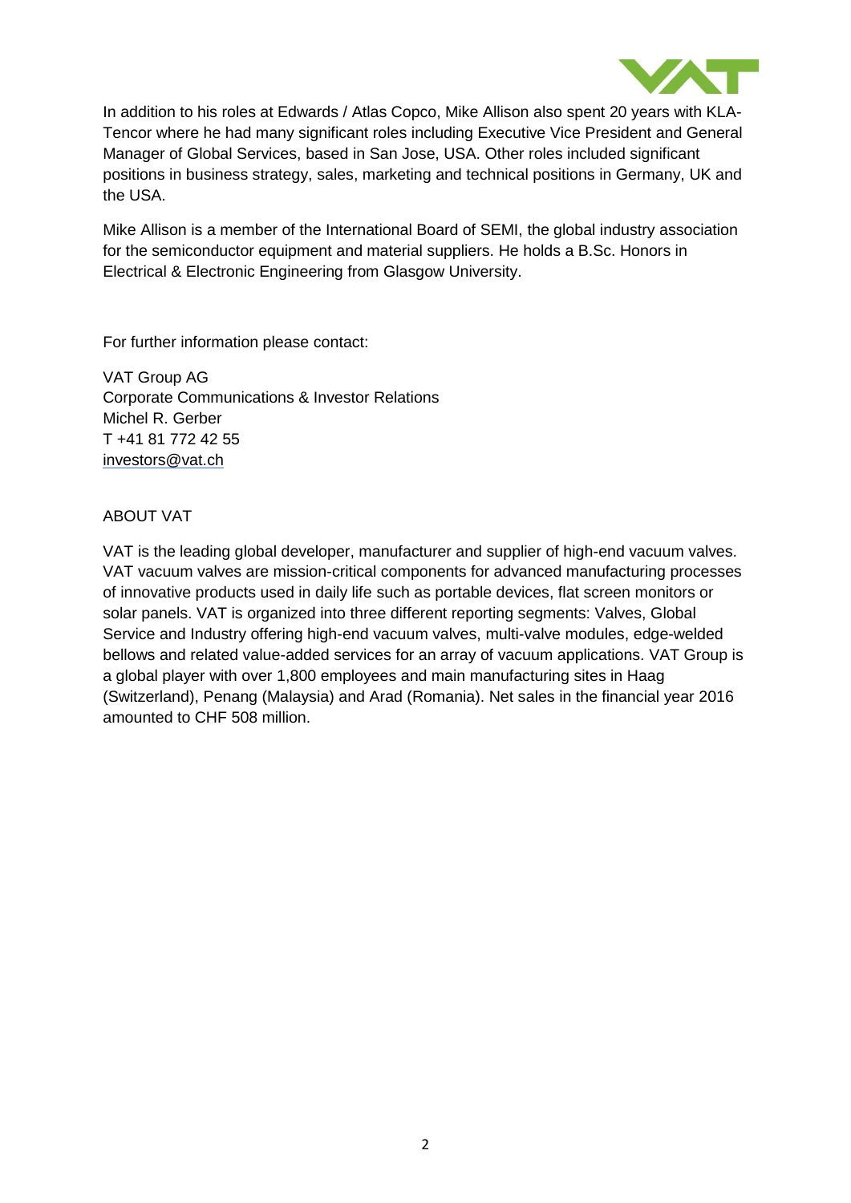In addition to his roles at Edwards / Atlas Copco, Mike Allison also spent 20 years with KLA-Tencor where he had many significant roles including Executive Vice President and General Manager of Global Services, based in San Jose, USA. Other roles included significant positions in business strategy, sales, marketing and technical positions in Germany, UK and the USA.

Mike Allison is a member of the International Board of SEMI, the global industry association for the semiconductor equipment and material suppliers. He holds a B.Sc. Honors in Electrical & Electronic Engineering from Glasgow University.

For further information please contact:

VAT Group AG  
Corporate Communications & Investor Relations  
Michel R. Gerber  
T +41 81 772 42 55  
investors@vat.ch

ABOUT VAT

VAT is the leading global developer, manufacturer and supplier of high-end vacuum valves. VAT vacuum valves are mission-critical components for advanced manufacturing processes of innovative products used in daily life such as portable devices, flat screen monitors or solar panels. VAT is organized into three different reporting segments: Valves, Global Service and Industry offering high-end vacuum valves, multi-valve modules, edge-welded bellows and related value-added services for an array of vacuum applications. VAT Group is a global player with over 1,800 employees and main manufacturing sites in Haag (Switzerland), Penang (Malaysia) and Arad (Romania). Net sales in the financial year 2016 amounted to CHF 508 million.